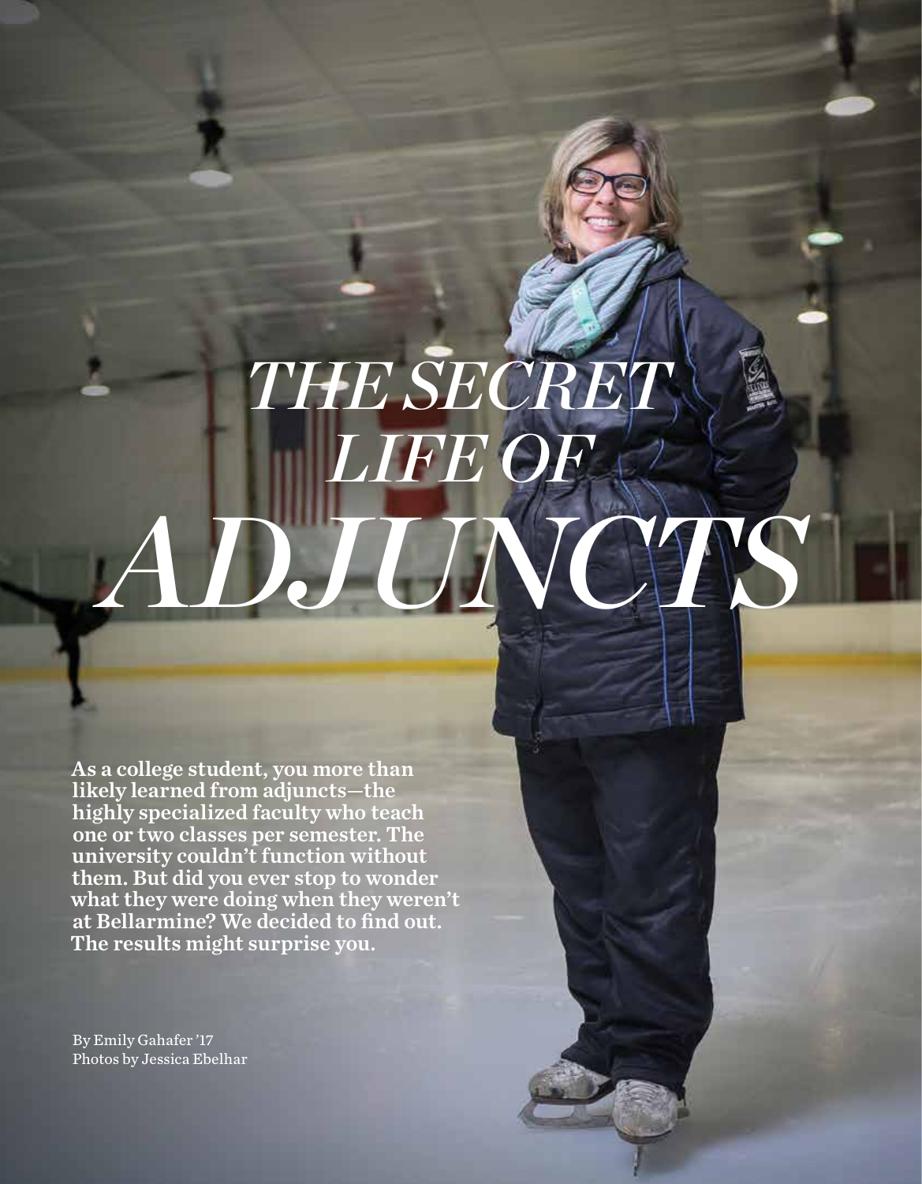# *THE SECRET LIFE OF ADJUNCTS*

**As a college student, you more than likely learned from adjuncts—the highly specialized faculty who teach one or two classes per semester. The university couldn't function without them. But did you ever stop to wonder what they were doing when they weren't at Bellarmine? We decided to find out. The results might surprise you.**

By Emily Gahafer '17
Photos by Jessica Ebelhar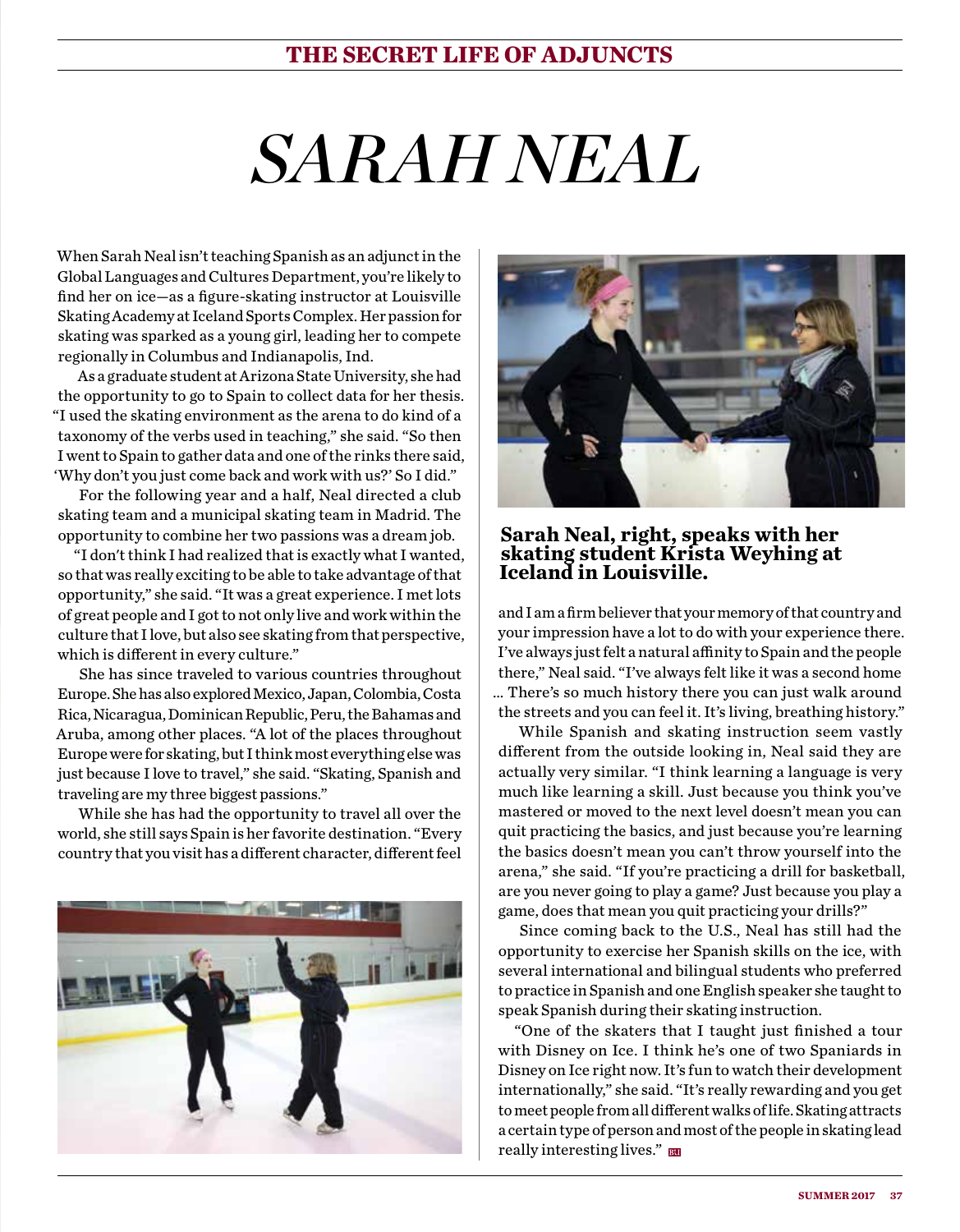# SARAH NEAL

When Sarah Neal isn't teaching Spanish as an adjunct in the Global Languages and Cultures Department, you're likely to find her on ice—as a figure-skating instructor at Louisville Skating Academy at Iceland Sports Complex. Her passion for skating was sparked as a young girl, leading her to compete regionally in Columbus and Indianapolis, Ind.

As a graduate student at Arizona State University, she had the opportunity to go to Spain to collect data for her thesis. "I used the skating environment as the arena to do kind of a taxonomy of the verbs used in teaching," she said. "So then I went to Spain to gather data and one of the rinks there said, 'Why don't you just come back and work with us?' So I did."

For the following year and a half, Neal directed a club skating team and a municipal skating team in Madrid. The opportunity to combine her two passions was a dream job.

"I don't think I had realized that is exactly what I wanted, so that was really exciting to be able to take advantage of that opportunity," she said. "It was a great experience. I met lots of great people and I got to not only live and work within the culture that I love, but also see skating from that perspective, which is different in every culture."

She has since traveled to various countries throughout Europe. She has also explored Mexico, Japan, Colombia, Costa Rica, Nicaragua, Dominican Republic, Peru, the Bahamas and Aruba, among other places. "A lot of the places throughout Europe were for skating, but I think most everything else was just because I love to travel," she said. "Skating, Spanish and traveling are my three biggest passions."

While she has had the opportunity to travel all over the world, she still says Spain is her favorite destination. "Every country that you visit has a different character, different feel and I am a firm believer that your memory of that country and your impression have a lot to do with your experience there. I've always just felt a natural affinity to Spain and the people there," Neal said. "I've always felt like it was a second home ... There's so much history there you can just walk around the streets and you can feel it. It's living, breathing history."

**Sarah Neal, right, speaks with her skating student Krista Weyhing at Iceland in Louisville.**

While Spanish and skating instruction seem vastly different from the outside looking in, Neal said they are actually very similar. "I think learning a language is very much like learning a skill. Just because you think you've mastered or moved to the next level doesn't mean you can quit practicing the basics, and just because you're learning the basics doesn't mean you can't throw yourself into the arena," she said. "If you're practicing a drill for basketball, are you never going to play a game? Just because you play a game, does that mean you quit practicing your drills?"

Since coming back to the U.S., Neal has still had the opportunity to exercise her Spanish skills on the ice, with several international and bilingual students who preferred to practice in Spanish and one English speaker she taught to speak Spanish during their skating instruction.

"One of the skaters that I taught just finished a tour with Disney on Ice. I think he's one of two Spaniards in Disney on Ice right now. It's fun to watch their development internationally," she said. "It's really rewarding and you get to meet people from all different walks of life. Skating attracts a certain type of person and most of the people in skating lead really interesting lives."